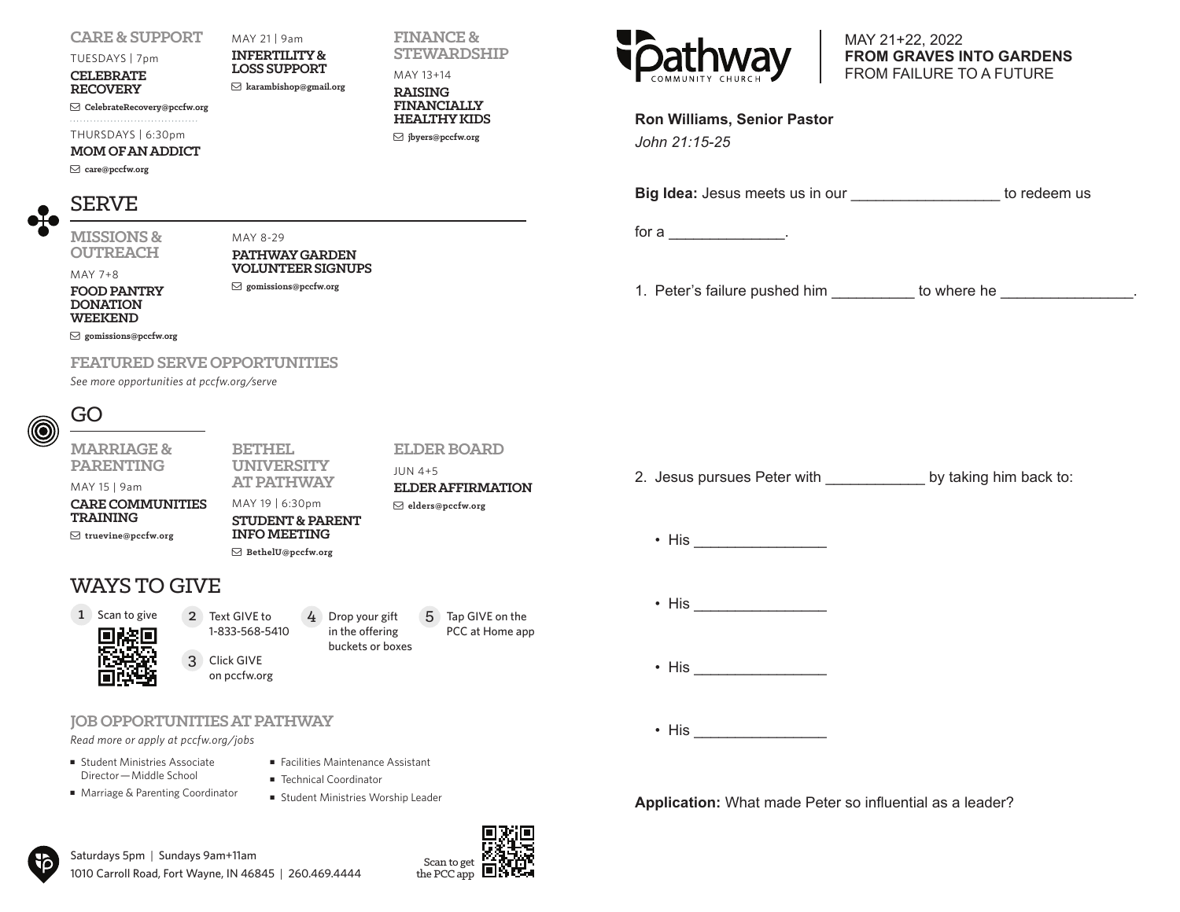## CARE & SUPPORT

TUESDAYS | 7pm

**CELEBRATE RECOVERY**

CelebrateRecovery@pccfw.org

THURSDAYS | 6:30pm

**MOM OF AN ADDICT**

care@pccfw.org

MAY 21 | 9am

**INFERTILITY & LOSS SUPPORT**

karambishop@gmail.org

## FINANCE & STEWARDSHIP

MAY 13+14

**RAISING FINANCIALLY HEALTHY KIDS**

jbyers@pccfw.org

# SERVE

## MISSIONS & OUTREACH

MAY 7+8

**FOOD PANTRY DONATION WEEKEND**

gomissions@pccfw.org

MAY 8-29

**PATHWAY GARDEN VOLUNTEER SIGNUPS**

gomissions@pccfw.org

## FEATURED SERVE OPPORTUNITIES

*See more opportunities at pccfw.org/serve*

# GO

## MARRIAGE & PARENTING

MAY 15 | 9am

**CARE COMMUNITIES TRAINING**

truevine@pccfw.org

## BETHEL UNIVERSITY AT PATHWAY

MAY 19 | 6:30pm

**STUDENT & PARENT INFO MEETING**

BethelU@pccfw.org

## ELDER BOARD

JUN 4+5

**ELDER AFFIRMATION**

elders@pccfw.org

# WAYS TO GIVE

1. Scan to give
2. Text GIVE to 1-833-568-5410
3. Click GIVE on pccfw.org
4. Drop your gift in the offering buckets or boxes
5. Tap GIVE on the PCC at Home app

## JOB OPPORTUNITIES AT PATHWAY

*Read more or apply at pccfw.org/jobs*

- Student Ministries Associate Director — Middle School
- Marriage & Parenting Coordinator
- Facilities Maintenance Assistant
- Technical Coordinator
- Student Ministries Worship Leader

Saturdays 5pm | Sundays 9am+11am

1010 Carroll Road, Fort Wayne, IN 46845 | 260.469.4444

Scan to get the PCC app

---

Pathway COMMUNITY CHURCH

MAY 21+22, 2022

**FROM GRAVES INTO GARDENS**

FROM FAILURE TO A FUTURE

**Ron Williams, Senior Pastor**

*John 21:15-25*

**Big Idea:** Jesus meets us in our _________________ to redeem us for a _____________.

1. Peter's failure pushed him _________ to where he _______________.

2. Jesus pursues Peter with ___________ by taking him back to:

- His _______________
- His _______________
- His _______________
- His _______________

**Application:** What made Peter so influential as a leader?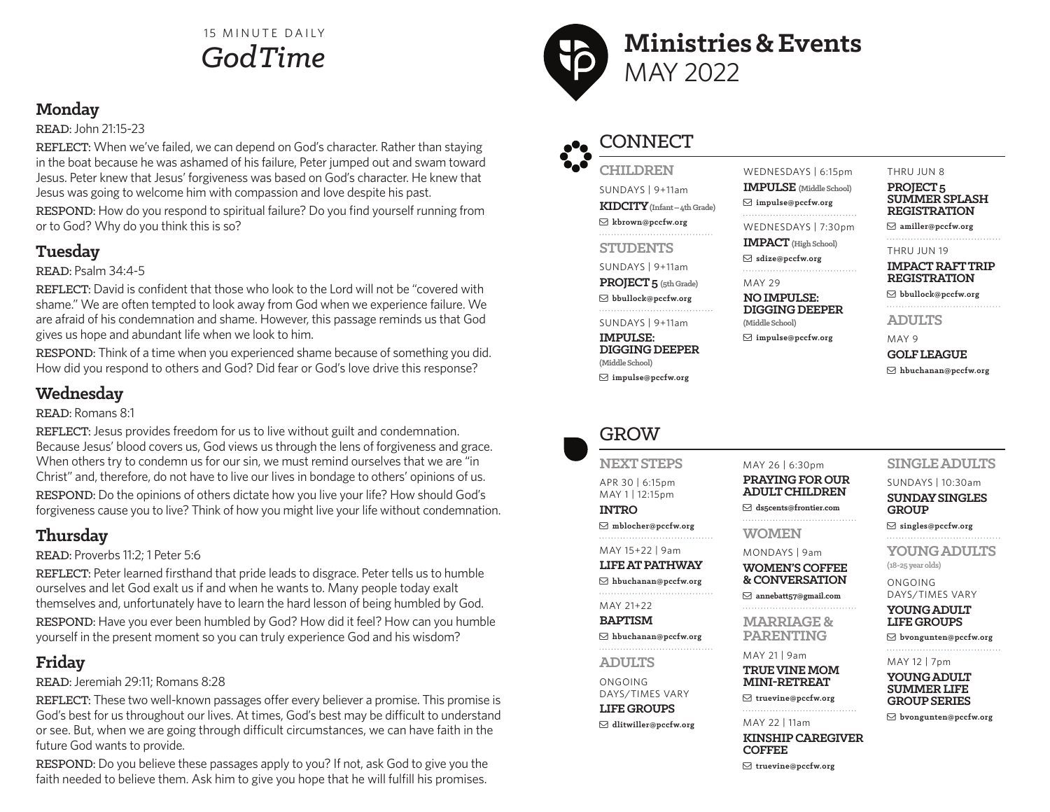15 MINUTE DAILY

# *GodTime*

## Monday

READ: John 21:15-23

REFLECT: When we've failed, we can depend on God's character. Rather than staying in the boat because he was ashamed of his failure, Peter jumped out and swam toward Jesus. Peter knew that Jesus' forgiveness was based on God's character. He knew that Jesus was going to welcome him with compassion and love despite his past.

RESPOND: How do you respond to spiritual failure? Do you find yourself running from or to God? Why do you think this is so?

## Tuesday

READ: Psalm 34:4-5

REFLECT: David is confident that those who look to the Lord will not be "covered with shame." We are often tempted to look away from God when we experience failure. We are afraid of his condemnation and shame. However, this passage reminds us that God gives us hope and abundant life when we look to him.

RESPOND: Think of a time when you experienced shame because of something you did. How did you respond to others and God? Did fear or God's love drive this response?

## Wednesday

READ: Romans 8:1

REFLECT: Jesus provides freedom for us to live without guilt and condemnation. Because Jesus' blood covers us, God views us through the lens of forgiveness and grace. When others try to condemn us for our sin, we must remind ourselves that we are "in Christ" and, therefore, do not have to live our lives in bondage to others' opinions of us.

RESPOND: Do the opinions of others dictate how you live your life? How should God's forgiveness cause you to live? Think of how you might live your life without condemnation.

## Thursday

READ: Proverbs 11:2; 1 Peter 5:6

REFLECT: Peter learned firsthand that pride leads to disgrace. Peter tells us to humble ourselves and let God exalt us if and when he wants to. Many people today exalt themselves and, unfortunately have to learn the hard lesson of being humbled by God.

RESPOND: Have you ever been humbled by God? How did it feel? How can you humble yourself in the present moment so you can truly experience God and his wisdom?

## Friday

READ: Jeremiah 29:11; Romans 8:28

REFLECT: These two well-known passages offer every believer a promise. This promise is God's best for us throughout our lives. At times, God's best may be difficult to understand or see. But, when we are going through difficult circumstances, we can have faith in the future God wants to provide.

RESPOND: Do you believe these passages apply to you? If not, ask God to give you the faith needed to believe them. Ask him to give you hope that he will fulfill his promises.

# Ministries & Events

MAY 2022

## CONNECT

### CHILDREN

SUNDAYS | 9+11am
**KIDCITY** (Infant – 4th Grade)
kbrown@pccfw.org

### STUDENTS

SUNDAYS | 9+11am
**PROJECT 5** (5th Grade)
bbullock@pccfw.org

SUNDAYS | 9+11am
**IMPULSE: DIGGING DEEPER** (Middle School)
impulse@pccfw.org

WEDNESDAYS | 6:15pm
**IMPULSE** (Middle School)
impulse@pccfw.org

WEDNESDAYS | 7:30pm
**IMPACT** (High School)
sdize@pccfw.org

MAY 29
**NO IMPULSE: DIGGING DEEPER** (Middle School)
impulse@pccfw.org

THRU JUN 8
**PROJECT 5 SUMMER SPLASH REGISTRATION**
amiller@pccfw.org

THRU JUN 19
**IMPACT RAFT TRIP REGISTRATION**
bbullock@pccfw.org

### ADULTS

MAY 9
**GOLF LEAGUE**
hbuchanan@pccfw.org

## GROW

### NEXT STEPS

APR 30 | 6:15pm
MAY 1 | 12:15pm
**INTRO**
mblocher@pccfw.org

MAY 15+22 | 9am
**LIFE AT PATHWAY**
hbuchanan@pccfw.org

MAY 21+22
**BAPTISM**
hbuchanan@pccfw.org

### ADULTS

ONGOING
DAYS/TIMES VARY
**LIFE GROUPS**
dlitwiller@pccfw.org

MAY 26 | 6:30pm
**PRAYING FOR OUR ADULT CHILDREN**
ds5cents@frontier.com

### WOMEN

MONDAYS | 9am
**WOMEN'S COFFEE & CONVERSATION**
annebatt57@gmail.com

### MARRIAGE & PARENTING

MAY 21 | 9am
**TRUE VINE MOM MINI-RETREAT**
truevine@pccfw.org

MAY 22 | 11am
**KINSHIP CAREGIVER COFFEE**
truevine@pccfw.org

### SINGLE ADULTS

SUNDAYS | 10:30am
**SUNDAY SINGLES GROUP**
singles@pccfw.org

### YOUNG ADULTS

(18-25 year olds)

ONGOING
DAYS/TIMES VARY
**YOUNG ADULT LIFE GROUPS**
bvongunten@pccfw.org

MAY 12 | 7pm
**YOUNG ADULT SUMMER LIFE GROUP SERIES**
bvongunten@pccfw.org